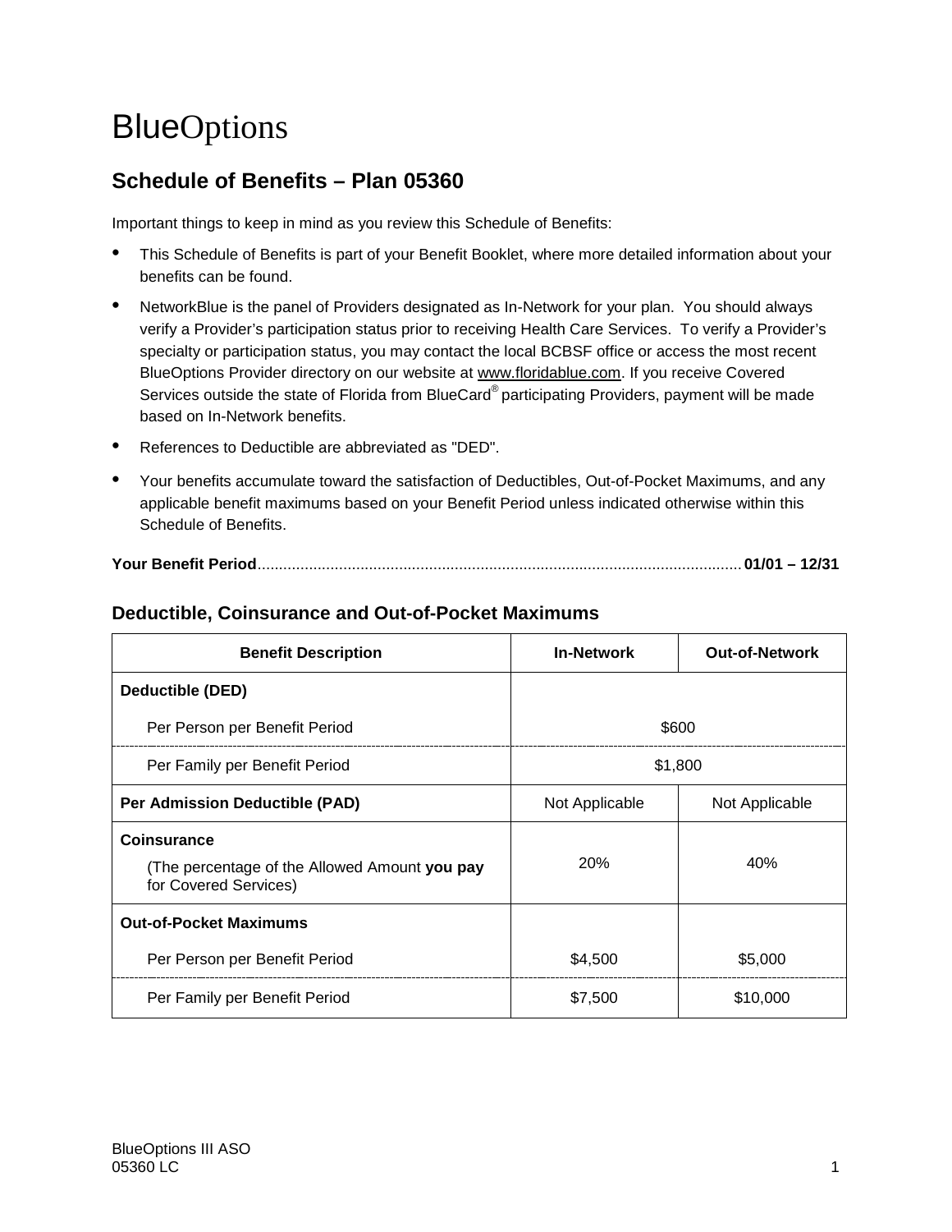# BlueOptions

## Schedule of Benefits – Plan 05360

Important things to keep in mind as you review this Schedule of Benefits:

- This Schedule of Benefits is part of your Benefit Booklet, where more detailed information about your benefits can be found.
- NetworkBlue is the panel of Providers designated as In-Network for your plan. You should always verify a Provider's participation status prior to receiving Health Care Services. To verify a Provider's specialty or participation status, you may contact the local BCBSF office or access the most recent BlueOptions Provider directory on our website at www.floridablue.com. If you receive Covered Services outside the state of Florida from BlueCard® participating Providers, payment will be made based on In-Network benefits.
- References to Deductible are abbreviated as "DED".
- Your benefits accumulate toward the satisfaction of Deductibles, Out-of-Pocket Maximums, and any applicable benefit maximums based on your Benefit Period unless indicated otherwise within this Schedule of Benefits.

**Your Benefit Period**.................................................................................................................. **01/01 – 12/31**

### Deductible, Coinsurance and Out-of-Pocket Maximums

| Benefit Description | In-Network | Out-of-Network |
|---|---|---|
| **Deductible (DED)** | | |
| Per Person per Benefit Period | $600 | |
| Per Family per Benefit Period | $1,800 | |
| **Per Admission Deductible (PAD)** | Not Applicable | Not Applicable |
| **Coinsurance** (The percentage of the Allowed Amount **you pay** for Covered Services) | 20% | 40% |
| **Out-of-Pocket Maximums** | | |
| Per Person per Benefit Period | $4,500 | $5,000 |
| Per Family per Benefit Period | $7,500 | $10,000 |

BlueOptions III ASO
05360 LC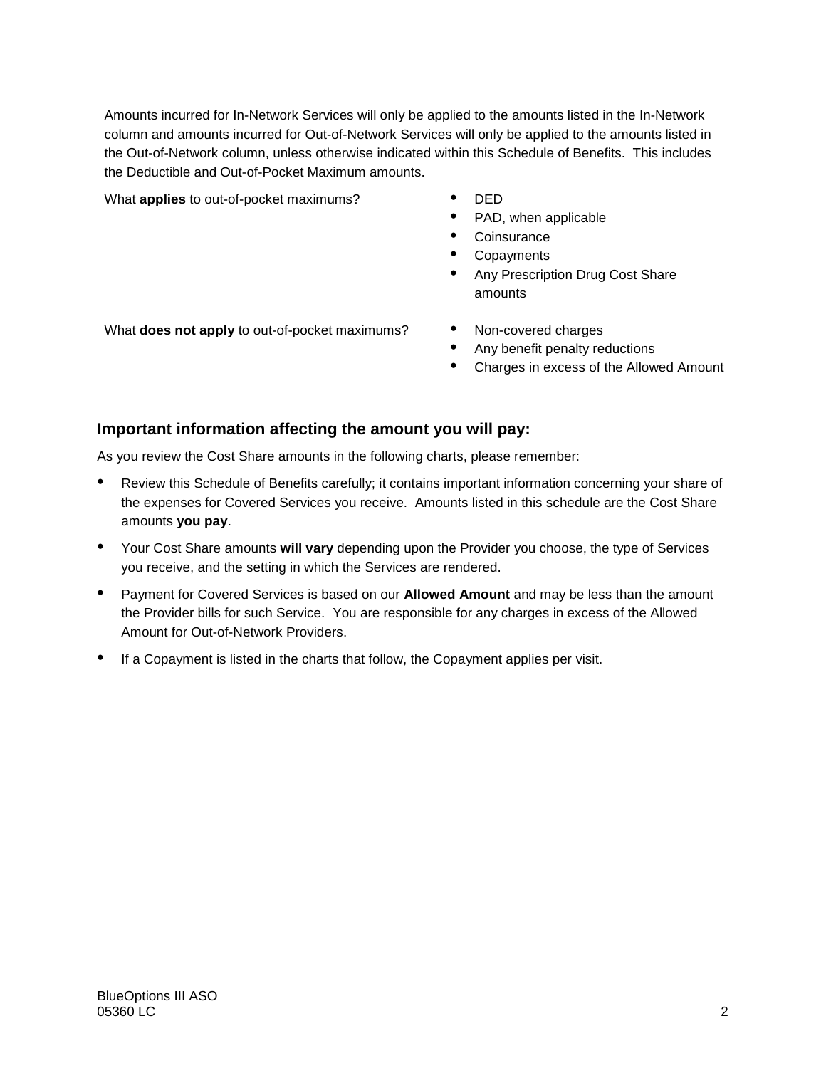Amounts incurred for In-Network Services will only be applied to the amounts listed in the In-Network column and amounts incurred for Out-of-Network Services will only be applied to the amounts listed in the Out-of-Network column, unless otherwise indicated within this Schedule of Benefits. This includes the Deductible and Out-of-Pocket Maximum amounts.

| | |
|---|---|
| What **applies** to out-of-pocket maximums? | • DED<br>• PAD, when applicable<br>• Coinsurance<br>• Copayments<br>• Any Prescription Drug Cost Share amounts |
| What **does not apply** to out-of-pocket maximums? | • Non-covered charges<br>• Any benefit penalty reductions<br>• Charges in excess of the Allowed Amount |

## Important information affecting the amount you will pay:

As you review the Cost Share amounts in the following charts, please remember:

- Review this Schedule of Benefits carefully; it contains important information concerning your share of the expenses for Covered Services you receive. Amounts listed in this schedule are the Cost Share amounts **you pay**.
- Your Cost Share amounts **will vary** depending upon the Provider you choose, the type of Services you receive, and the setting in which the Services are rendered.
- Payment for Covered Services is based on our **Allowed Amount** and may be less than the amount the Provider bills for such Service. You are responsible for any charges in excess of the Allowed Amount for Out-of-Network Providers.
- If a Copayment is listed in the charts that follow, the Copayment applies per visit.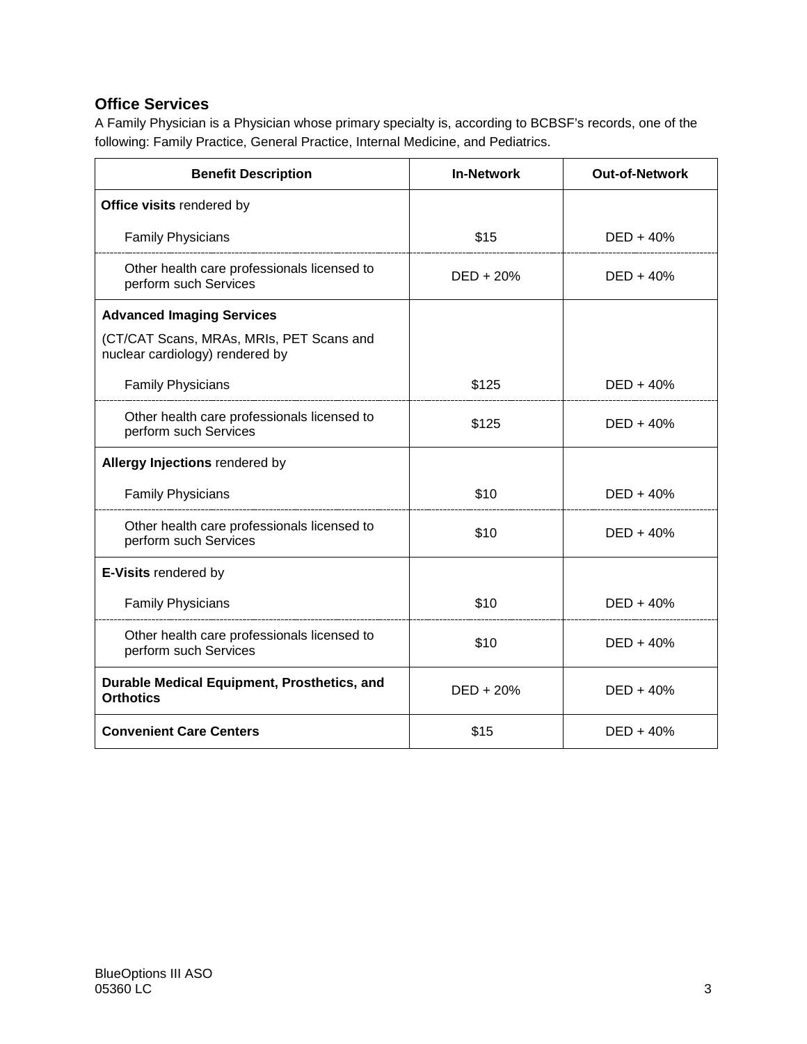## Office Services

A Family Physician is a Physician whose primary specialty is, according to BCBSF's records, one of the following: Family Practice, General Practice, Internal Medicine, and Pediatrics.

| Benefit Description | In-Network | Out-of-Network |
| --- | --- | --- |
| **Office visits** rendered by | | |
| Family Physicians | $15 | DED + 40% |
| Other health care professionals licensed to perform such Services | DED + 20% | DED + 40% |
| **Advanced Imaging Services** (CT/CAT Scans, MRAs, MRIs, PET Scans and nuclear cardiology) rendered by | | |
| Family Physicians | $125 | DED + 40% |
| Other health care professionals licensed to perform such Services | $125 | DED + 40% |
| **Allergy Injections** rendered by | | |
| Family Physicians | $10 | DED + 40% |
| Other health care professionals licensed to perform such Services | $10 | DED + 40% |
| **E-Visits** rendered by | | |
| Family Physicians | $10 | DED + 40% |
| Other health care professionals licensed to perform such Services | $10 | DED + 40% |
| **Durable Medical Equipment, Prosthetics, and Orthotics** | DED + 20% | DED + 40% |
| **Convenient Care Centers** | $15 | DED + 40% |

BlueOptions III ASO
05360 LC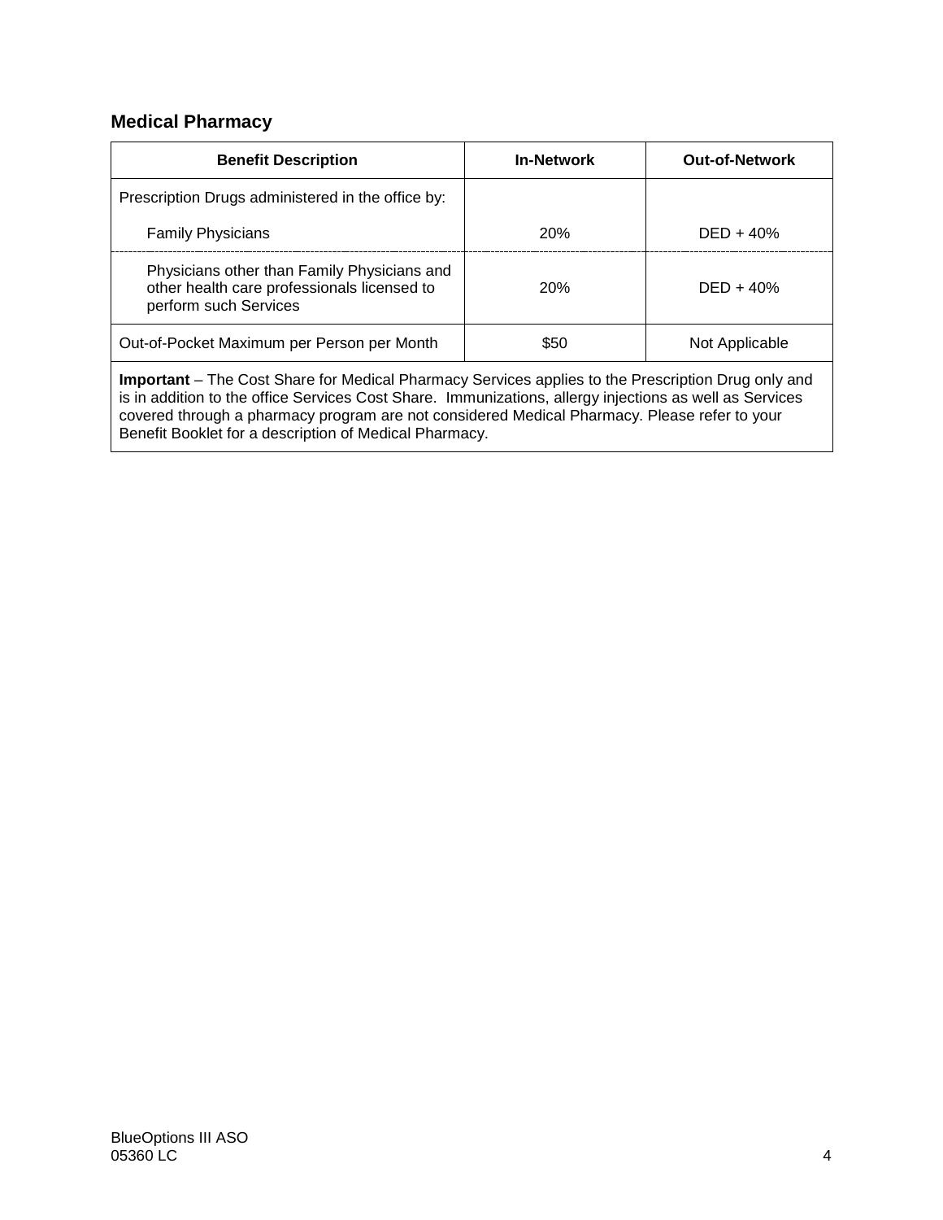## Medical Pharmacy

| Benefit Description | In-Network | Out-of-Network |
| --- | --- | --- |
| Prescription Drugs administered in the office by: | | |
| Family Physicians | 20% | DED + 40% |
| Physicians other than Family Physicians and other health care professionals licensed to perform such Services | 20% | DED + 40% |
| Out-of-Pocket Maximum per Person per Month | $50 | Not Applicable |
| **Important** – The Cost Share for Medical Pharmacy Services applies to the Prescription Drug only and is in addition to the office Services Cost Share. Immunizations, allergy injections as well as Services covered through a pharmacy program are not considered Medical Pharmacy. Please refer to your Benefit Booklet for a description of Medical Pharmacy. | | |

BlueOptions III ASO
05360 LC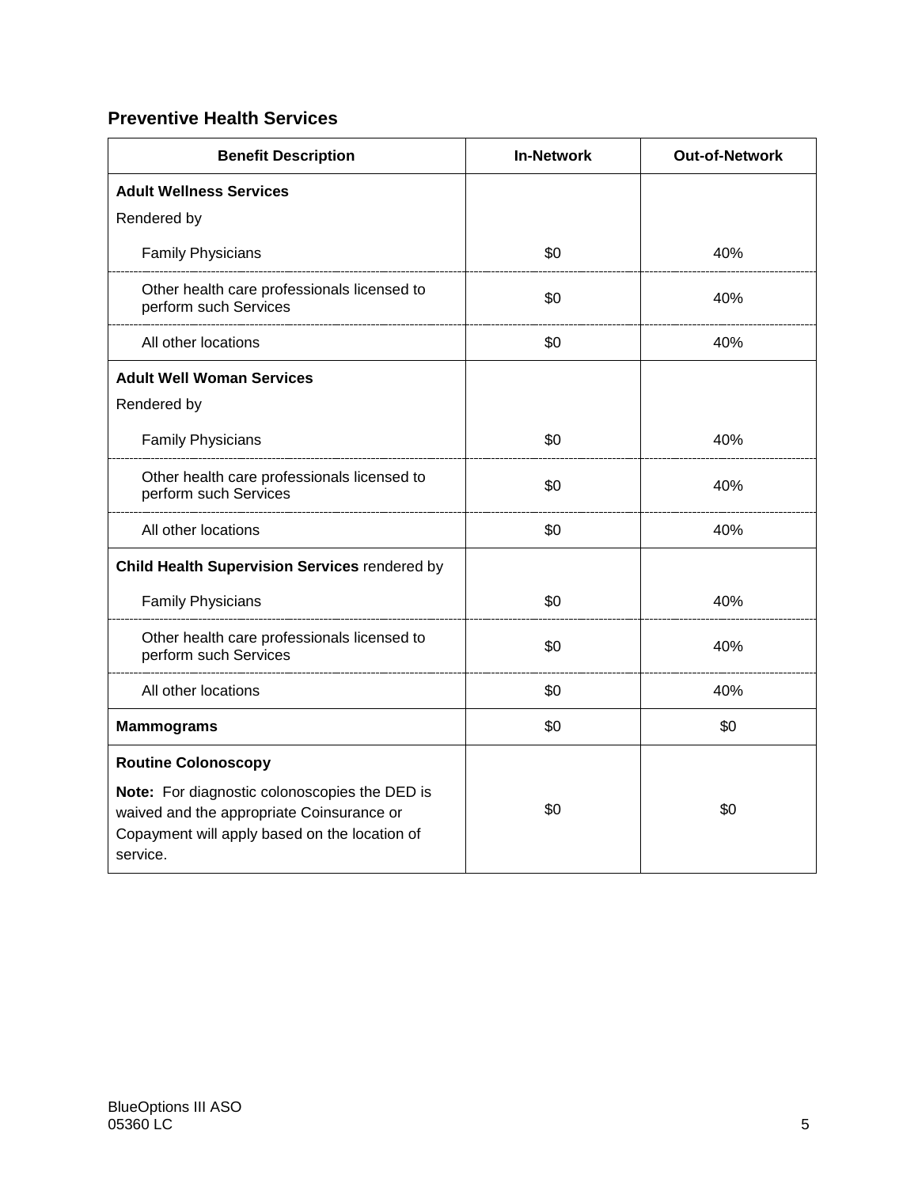## Preventive Health Services

| Benefit Description | In-Network | Out-of-Network |
|---|---|---|
| **Adult Wellness Services** | | |
| Rendered by | | |
| Family Physicians | $0 | 40% |
| Other health care professionals licensed to perform such Services | $0 | 40% |
| All other locations | $0 | 40% |
| **Adult Well Woman Services** | | |
| Rendered by | | |
| Family Physicians | $0 | 40% |
| Other health care professionals licensed to perform such Services | $0 | 40% |
| All other locations | $0 | 40% |
| **Child Health Supervision Services** rendered by | | |
| Family Physicians | $0 | 40% |
| Other health care professionals licensed to perform such Services | $0 | 40% |
| All other locations | $0 | 40% |
| **Mammograms** | $0 | $0 |
| **Routine Colonoscopy**<br>**Note:** For diagnostic colonoscopies the DED is waived and the appropriate Coinsurance or Copayment will apply based on the location of service. | $0 | $0 |

BlueOptions III ASO
05360 LC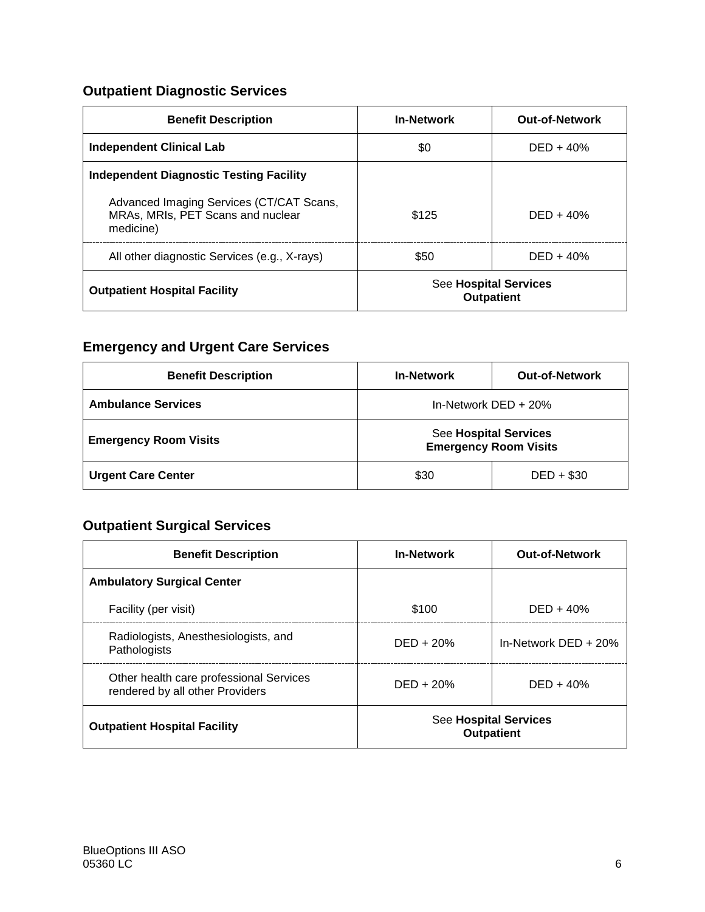## Outpatient Diagnostic Services

| Benefit Description | In-Network | Out-of-Network |
|---|---|---|
| **Independent Clinical Lab** | $0 | DED + 40% |
| **Independent Diagnostic Testing Facility** | | |
| Advanced Imaging Services (CT/CAT Scans, MRAs, MRIs, PET Scans and nuclear medicine) | $125 | DED + 40% |
| All other diagnostic Services (e.g., X-rays) | $50 | DED + 40% |
| **Outpatient Hospital Facility** | See **Hospital Services Outpatient** | |

## Emergency and Urgent Care Services

| Benefit Description | In-Network | Out-of-Network |
|---|---|---|
| **Ambulance Services** | In-Network DED + 20% | |
| **Emergency Room Visits** | See **Hospital Services Emergency Room Visits** | |
| **Urgent Care Center** | $30 | DED + $30 |

## Outpatient Surgical Services

| Benefit Description | In-Network | Out-of-Network |
|---|---|---|
| **Ambulatory Surgical Center** | | |
| Facility (per visit) | $100 | DED + 40% |
| Radiologists, Anesthesiologists, and Pathologists | DED + 20% | In-Network DED + 20% |
| Other health care professional Services rendered by all other Providers | DED + 20% | DED + 40% |
| **Outpatient Hospital Facility** | See **Hospital Services Outpatient** | |

BlueOptions III ASO
05360 LC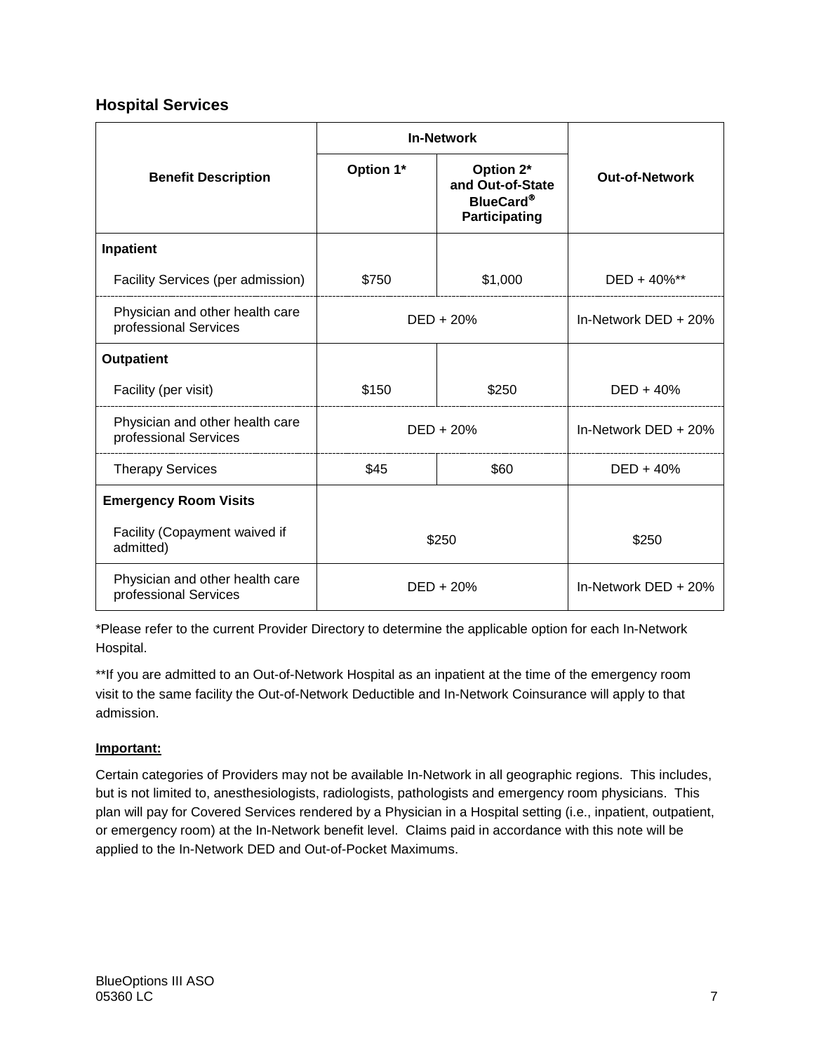## Hospital Services

| Benefit Description | In-Network | | Out-of-Network |
|---|---|---|---|
| | Option 1* | Option 2* and Out-of-State BlueCard® Participating | |
| **Inpatient** | | | |
| Facility Services (per admission) | $750 | $1,000 | DED + 40%** |
| Physician and other health care professional Services | DED + 20% | | In-Network DED + 20% |
| **Outpatient** | | | |
| Facility (per visit) | $150 | $250 | DED + 40% |
| Physician and other health care professional Services | DED + 20% | | In-Network DED + 20% |
| Therapy Services | $45 | $60 | DED + 40% |
| **Emergency Room Visits** | | | |
| Facility (Copayment waived if admitted) | $250 | | $250 |
| Physician and other health care professional Services | DED + 20% | | In-Network DED + 20% |

*Please refer to the current Provider Directory to determine the applicable option for each In-Network Hospital.

**If you are admitted to an Out-of-Network Hospital as an inpatient at the time of the emergency room visit to the same facility the Out-of-Network Deductible and In-Network Coinsurance will apply to that admission.

**Important:**

Certain categories of Providers may not be available In-Network in all geographic regions. This includes, but is not limited to, anesthesiologists, radiologists, pathologists and emergency room physicians. This plan will pay for Covered Services rendered by a Physician in a Hospital setting (i.e., inpatient, outpatient, or emergency room) at the In-Network benefit level. Claims paid in accordance with this note will be applied to the In-Network DED and Out-of-Pocket Maximums.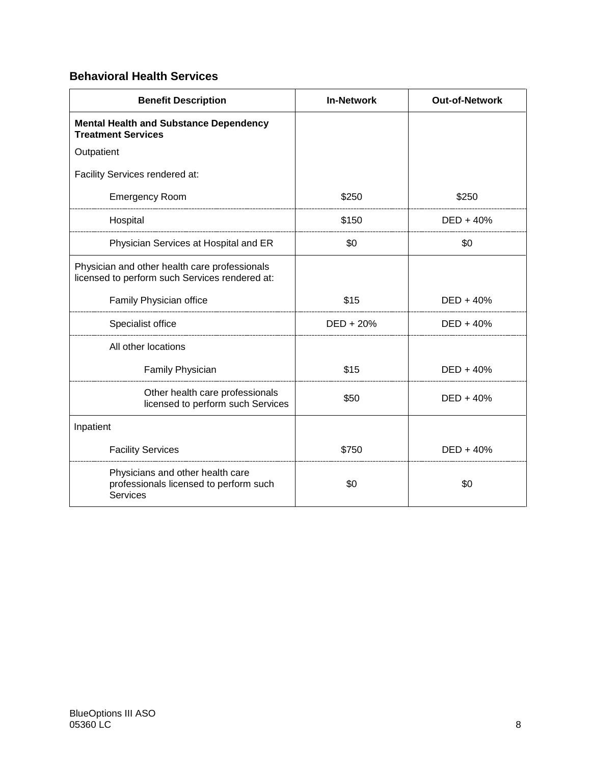## Behavioral Health Services

| Benefit Description | In-Network | Out-of-Network |
|---|---|---|
| **Mental Health and Substance Dependency Treatment Services** | | |
| Outpatient | | |
| Facility Services rendered at: | | |
| Emergency Room | $250 | $250 |
| Hospital | $150 | DED + 40% |
| Physician Services at Hospital and ER | $0 | $0 |
| Physician and other health care professionals licensed to perform such Services rendered at: | | |
| Family Physician office | $15 | DED + 40% |
| Specialist office | DED + 20% | DED + 40% |
| All other locations | | |
| Family Physician | $15 | DED + 40% |
| Other health care professionals licensed to perform such Services | $50 | DED + 40% |
| Inpatient | | |
| Facility Services | $750 | DED + 40% |
| Physicians and other health care professionals licensed to perform such Services | $0 | $0 |

BlueOptions III ASO
05360 LC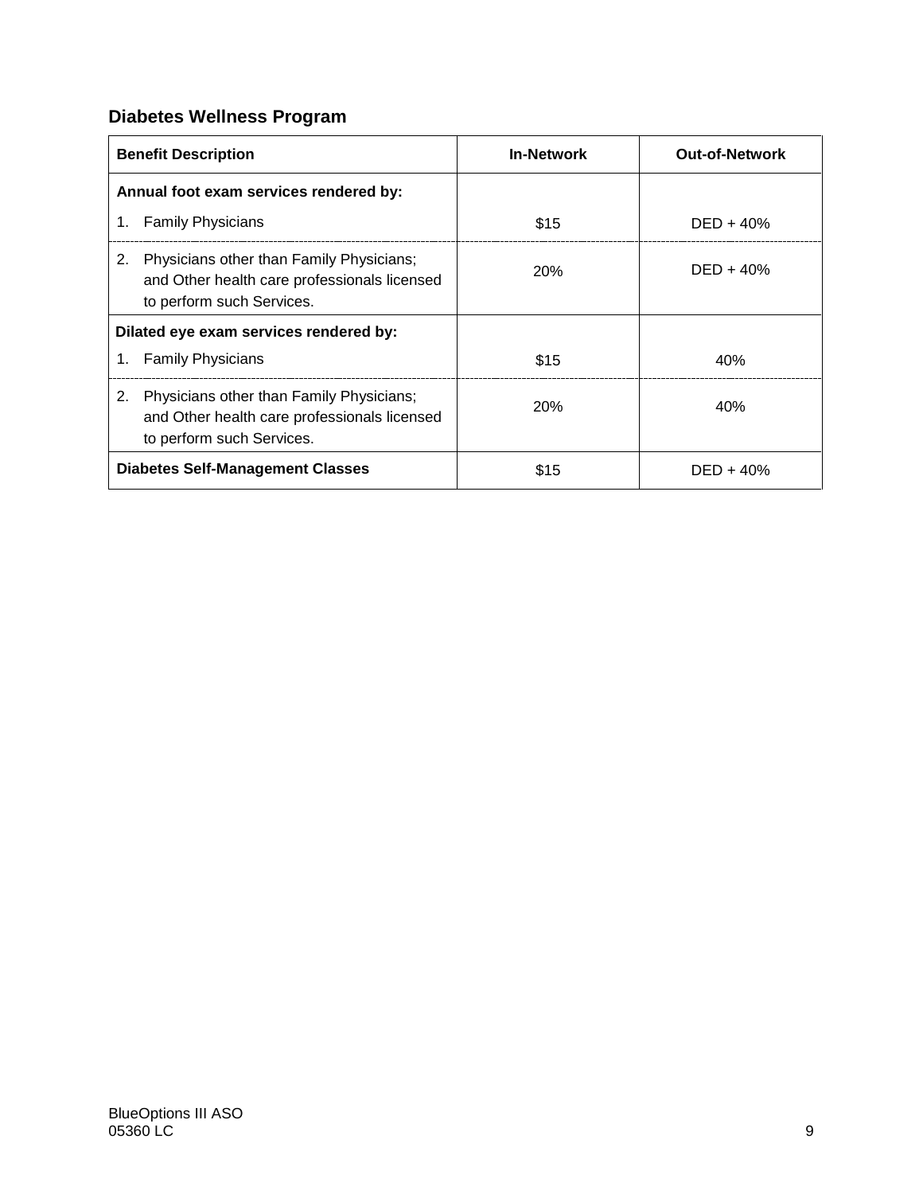## Diabetes Wellness Program

| Benefit Description | In-Network | Out-of-Network |
|---|---|---|
| **Annual foot exam services rendered by:** | | |
| 1. Family Physicians | $15 | DED + 40% |
| 2. Physicians other than Family Physicians; and Other health care professionals licensed to perform such Services. | 20% | DED + 40% |
| **Dilated eye exam services rendered by:** | | |
| 1. Family Physicians | $15 | 40% |
| 2. Physicians other than Family Physicians; and Other health care professionals licensed to perform such Services. | 20% | 40% |
| **Diabetes Self-Management Classes** | $15 | DED + 40% |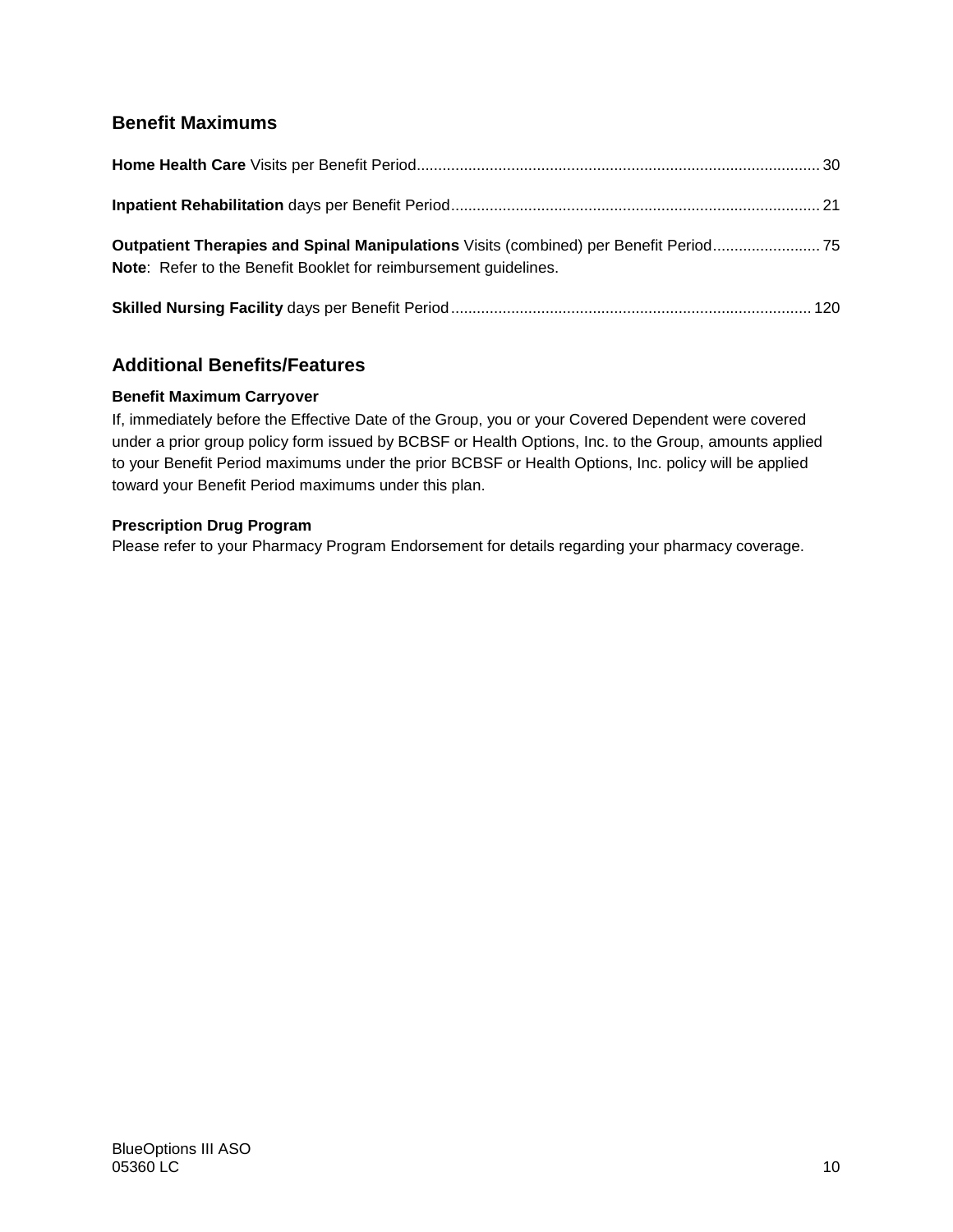## Benefit Maximums

**Home Health Care** Visits per Benefit Period............................................................................................. 30

**Inpatient Rehabilitation** days per Benefit Period..................................................................................... 21

**Outpatient Therapies and Spinal Manipulations** Visits (combined) per Benefit Period......................... 75
**Note**: Refer to the Benefit Booklet for reimbursement guidelines.

**Skilled Nursing Facility** days per Benefit Period................................................................................... 120

## Additional Benefits/Features

**Benefit Maximum Carryover**

If, immediately before the Effective Date of the Group, you or your Covered Dependent were covered under a prior group policy form issued by BCBSF or Health Options, Inc. to the Group, amounts applied to your Benefit Period maximums under the prior BCBSF or Health Options, Inc. policy will be applied toward your Benefit Period maximums under this plan.

**Prescription Drug Program**

Please refer to your Pharmacy Program Endorsement for details regarding your pharmacy coverage.